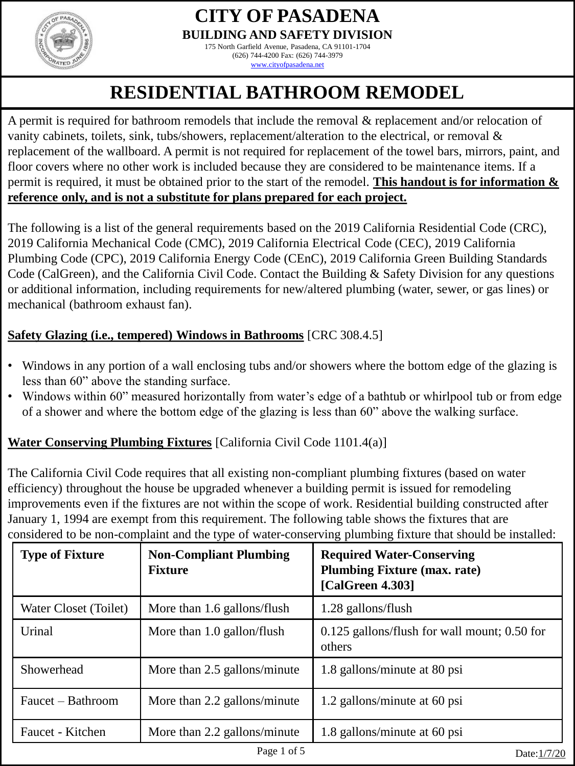# CITY OF PASADENA

## BUILDING AND SAFETY DIVISION

175 North Garfield Avenue, Pasadena, CA 91101-1704
(626) 744-4200 Fax: (626) 744-3979
www.cityofpasadena.net

# RESIDENTIAL BATHROOM REMODEL

A permit is required for bathroom remodels that include the removal & replacement and/or relocation of vanity cabinets, toilets, sink, tubs/showers, replacement/alteration to the electrical, or removal & replacement of the wallboard. A permit is not required for replacement of the towel bars, mirrors, paint, and floor covers where no other work is included because they are considered to be maintenance items. If a permit is required, it must be obtained prior to the start of the remodel. **This handout is for information & reference only, and is not a substitute for plans prepared for each project.**

The following is a list of the general requirements based on the 2019 California Residential Code (CRC), 2019 California Mechanical Code (CMC), 2019 California Electrical Code (CEC), 2019 California Plumbing Code (CPC), 2019 California Energy Code (CEnC), 2019 California Green Building Standards Code (CalGreen), and the California Civil Code. Contact the Building & Safety Division for any questions or additional information, including requirements for new/altered plumbing (water, sewer, or gas lines) or mechanical (bathroom exhaust fan).

**Safety Glazing (i.e., tempered) Windows in Bathrooms** [CRC 308.4.5]

- Windows in any portion of a wall enclosing tubs and/or showers where the bottom edge of the glazing is less than 60" above the standing surface.
- Windows within 60" measured horizontally from water's edge of a bathtub or whirlpool tub or from edge of a shower and where the bottom edge of the glazing is less than 60" above the walking surface.

**Water Conserving Plumbing Fixtures** [California Civil Code 1101.4(a)]

The California Civil Code requires that all existing non-compliant plumbing fixtures (based on water efficiency) throughout the house be upgraded whenever a building permit is issued for remodeling improvements even if the fixtures are not within the scope of work. Residential building constructed after January 1, 1994 are exempt from this requirement. The following table shows the fixtures that are considered to be non-complaint and the type of water-conserving plumbing fixture that should be installed:

| Type of Fixture | Non-Compliant Plumbing Fixture | Required Water-Conserving Plumbing Fixture (max. rate) [CalGreen 4.303] |
|---|---|---|
| Water Closet (Toilet) | More than 1.6 gallons/flush | 1.28 gallons/flush |
| Urinal | More than 1.0 gallon/flush | 0.125 gallons/flush for wall mount; 0.50 for others |
| Showerhead | More than 2.5 gallons/minute | 1.8 gallons/minute at 80 psi |
| Faucet – Bathroom | More than 2.2 gallons/minute | 1.2 gallons/minute at 60 psi |
| Faucet - Kitchen | More than 2.2 gallons/minute | 1.8 gallons/minute at 60 psi |

Date: 1/7/20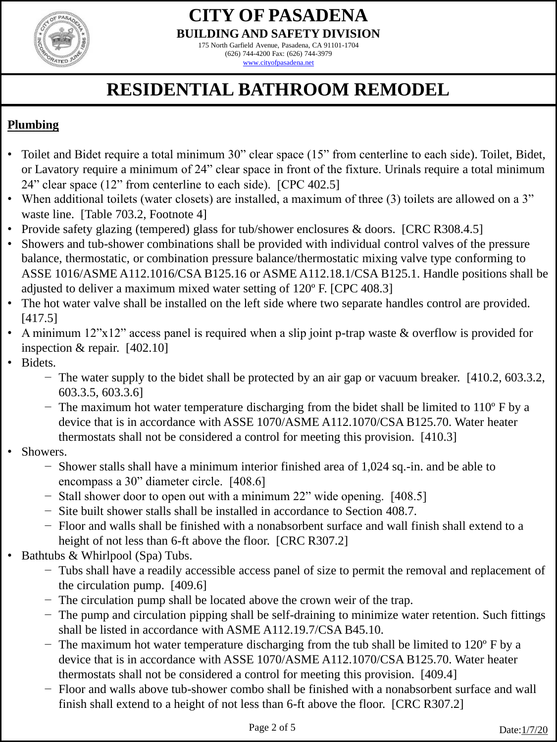# CITY OF PASADENA

**BUILDING AND SAFETY DIVISION**

175 North Garfield Avenue, Pasadena, CA 91101-1704
(626) 744-4200 Fax: (626) 744-3979
www.cityofpasadena.net

# RESIDENTIAL BATHROOM REMODEL

## Plumbing

- Toilet and Bidet require a total minimum 30" clear space (15" from centerline to each side). Toilet, Bidet, or Lavatory require a minimum of 24" clear space in front of the fixture. Urinals require a total minimum 24" clear space (12" from centerline to each side). [CPC 402.5]
- When additional toilets (water closets) are installed, a maximum of three (3) toilets are allowed on a 3" waste line. [Table 703.2, Footnote 4]
- Provide safety glazing (tempered) glass for tub/shower enclosures & doors. [CRC R308.4.5]
- Showers and tub-shower combinations shall be provided with individual control valves of the pressure balance, thermostatic, or combination pressure balance/thermostatic mixing valve type conforming to ASSE 1016/ASME A112.1016/CSA B125.16 or ASME A112.18.1/CSA B125.1. Handle positions shall be adjusted to deliver a maximum mixed water setting of 120º F. [CPC 408.3]
- The hot water valve shall be installed on the left side where two separate handles control are provided. [417.5]
- A minimum 12"x12" access panel is required when a slip joint p-trap waste & overflow is provided for inspection & repair. [402.10]
- Bidets.
  - The water supply to the bidet shall be protected by an air gap or vacuum breaker. [410.2, 603.3.2, 603.3.5, 603.3.6]
  - The maximum hot water temperature discharging from the bidet shall be limited to 110º F by a device that is in accordance with ASSE 1070/ASME A112.1070/CSA B125.70. Water heater thermostats shall not be considered a control for meeting this provision. [410.3]
- Showers.
  - Shower stalls shall have a minimum interior finished area of 1,024 sq.-in. and be able to encompass a 30" diameter circle. [408.6]
  - Stall shower door to open out with a minimum 22" wide opening. [408.5]
  - Site built shower stalls shall be installed in accordance to Section 408.7.
  - Floor and walls shall be finished with a nonabsorbent surface and wall finish shall extend to a height of not less than 6-ft above the floor. [CRC R307.2]
- Bathtubs & Whirlpool (Spa) Tubs.
  - Tubs shall have a readily accessible access panel of size to permit the removal and replacement of the circulation pump. [409.6]
  - The circulation pump shall be located above the crown weir of the trap.
  - The pump and circulation piping shall be self-draining to minimize water retention. Such fittings shall be listed in accordance with ASME A112.19.7/CSA B45.10.
  - The maximum hot water temperature discharging from the tub shall be limited to 120º F by a device that is in accordance with ASSE 1070/ASME A112.1070/CSA B125.70. Water heater thermostats shall not be considered a control for meeting this provision. [409.4]
  - Floor and walls above tub-shower combo shall be finished with a nonabsorbent surface and wall finish shall extend to a height of not less than 6-ft above the floor. [CRC R307.2]

Date: 1/7/20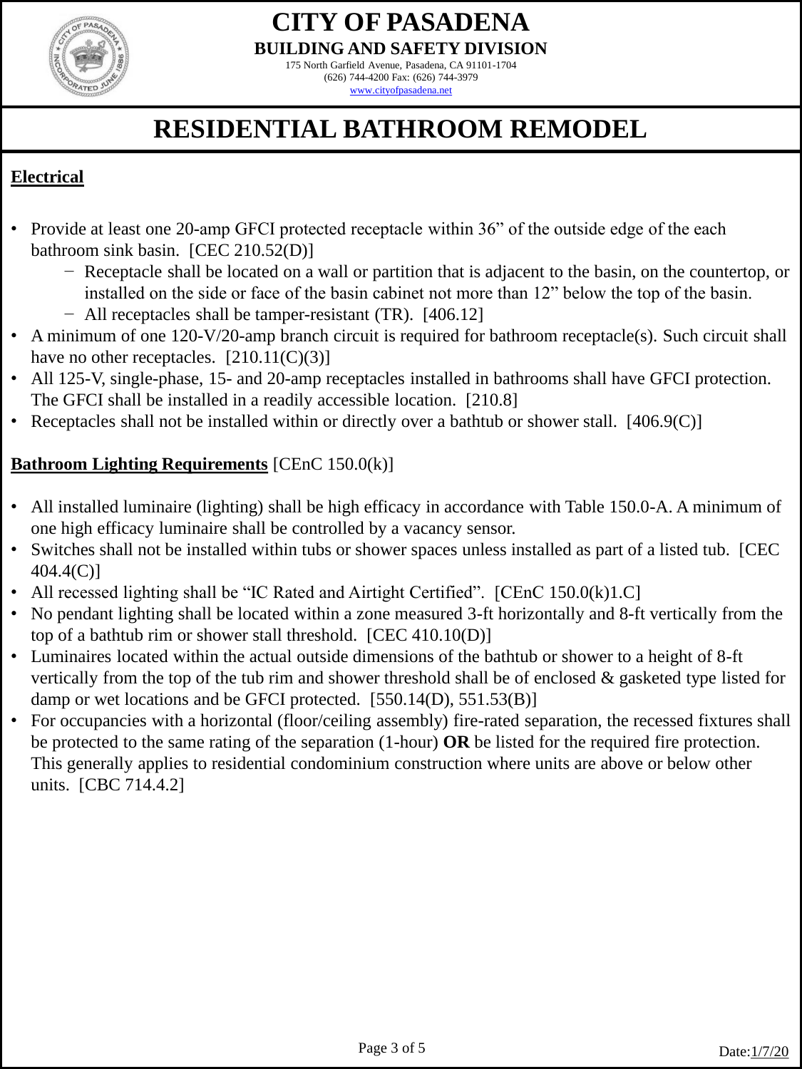# CITY OF PASADENA

**BUILDING AND SAFETY DIVISION**

175 North Garfield Avenue, Pasadena, CA 91101-1704
(626) 744-4200 Fax: (626) 744-3979
www.cityofpasadena.net

# RESIDENTIAL BATHROOM REMODEL

## Electrical

- Provide at least one 20-amp GFCI protected receptacle within 36" of the outside edge of the each bathroom sink basin. [CEC 210.52(D)]
  - Receptacle shall be located on a wall or partition that is adjacent to the basin, on the countertop, or installed on the side or face of the basin cabinet not more than 12" below the top of the basin.
  - All receptacles shall be tamper-resistant (TR). [406.12]
- A minimum of one 120-V/20-amp branch circuit is required for bathroom receptacle(s). Such circuit shall have no other receptacles. [210.11(C)(3)]
- All 125-V, single-phase, 15- and 20-amp receptacles installed in bathrooms shall have GFCI protection. The GFCI shall be installed in a readily accessible location. [210.8]
- Receptacles shall not be installed within or directly over a bathtub or shower stall. [406.9(C)]

## Bathroom Lighting Requirements [CEnC 150.0(k)]

- All installed luminaire (lighting) shall be high efficacy in accordance with Table 150.0-A. A minimum of one high efficacy luminaire shall be controlled by a vacancy sensor.
- Switches shall not be installed within tubs or shower spaces unless installed as part of a listed tub. [CEC 404.4(C)]
- All recessed lighting shall be "IC Rated and Airtight Certified". [CEnC 150.0(k)1.C]
- No pendant lighting shall be located within a zone measured 3-ft horizontally and 8-ft vertically from the top of a bathtub rim or shower stall threshold. [CEC 410.10(D)]
- Luminaires located within the actual outside dimensions of the bathtub or shower to a height of 8-ft vertically from the top of the tub rim and shower threshold shall be of enclosed & gasketed type listed for damp or wet locations and be GFCI protected. [550.14(D), 551.53(B)]
- For occupancies with a horizontal (floor/ceiling assembly) fire-rated separation, the recessed fixtures shall be protected to the same rating of the separation (1-hour) **OR** be listed for the required fire protection. This generally applies to residential condominium construction where units are above or below other units. [CBC 714.4.2]

Date: 1/7/20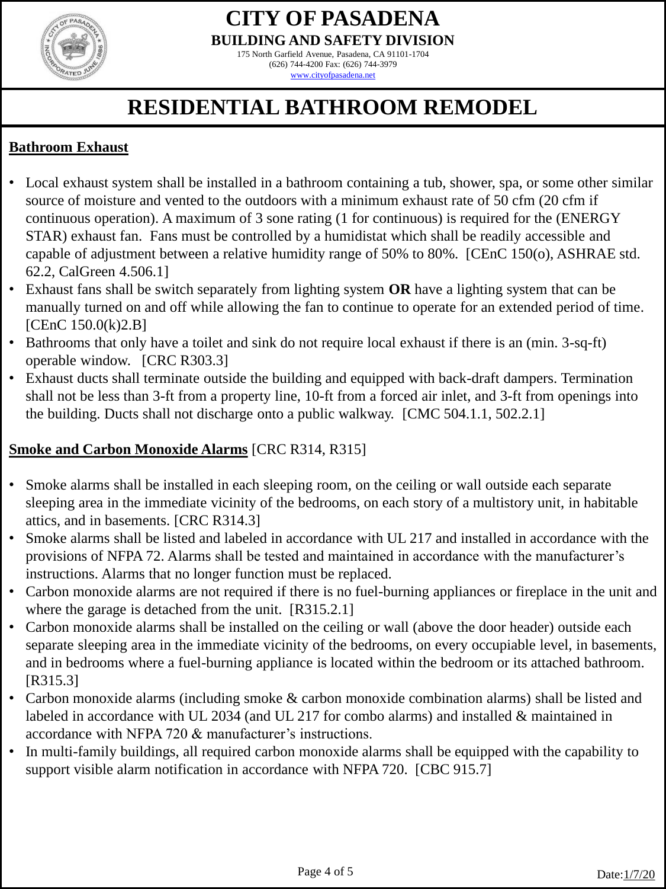# CITY OF PASADENA

**BUILDING AND SAFETY DIVISION**

175 North Garfield Avenue, Pasadena, CA 91101-1704
(626) 744-4200 Fax: (626) 744-3979
www.cityofpasadena.net

# RESIDENTIAL BATHROOM REMODEL

## Bathroom Exhaust

- Local exhaust system shall be installed in a bathroom containing a tub, shower, spa, or some other similar source of moisture and vented to the outdoors with a minimum exhaust rate of 50 cfm (20 cfm if continuous operation). A maximum of 3 sone rating (1 for continuous) is required for the (ENERGY STAR) exhaust fan. Fans must be controlled by a humidistat which shall be readily accessible and capable of adjustment between a relative humidity range of 50% to 80%. [CEnC 150(o), ASHRAE std. 62.2, CalGreen 4.506.1]
- Exhaust fans shall be switch separately from lighting system **OR** have a lighting system that can be manually turned on and off while allowing the fan to continue to operate for an extended period of time. [CEnC 150.0(k)2.B]
- Bathrooms that only have a toilet and sink do not require local exhaust if there is an (min. 3-sq-ft) operable window. [CRC R303.3]
- Exhaust ducts shall terminate outside the building and equipped with back-draft dampers. Termination shall not be less than 3-ft from a property line, 10-ft from a forced air inlet, and 3-ft from openings into the building. Ducts shall not discharge onto a public walkway. [CMC 504.1.1, 502.2.1]

## Smoke and Carbon Monoxide Alarms [CRC R314, R315]

- Smoke alarms shall be installed in each sleeping room, on the ceiling or wall outside each separate sleeping area in the immediate vicinity of the bedrooms, on each story of a multistory unit, in habitable attics, and in basements. [CRC R314.3]
- Smoke alarms shall be listed and labeled in accordance with UL 217 and installed in accordance with the provisions of NFPA 72. Alarms shall be tested and maintained in accordance with the manufacturer's instructions. Alarms that no longer function must be replaced.
- Carbon monoxide alarms are not required if there is no fuel-burning appliances or fireplace in the unit and where the garage is detached from the unit. [R315.2.1]
- Carbon monoxide alarms shall be installed on the ceiling or wall (above the door header) outside each separate sleeping area in the immediate vicinity of the bedrooms, on every occupiable level, in basements, and in bedrooms where a fuel-burning appliance is located within the bedroom or its attached bathroom. [R315.3]
- Carbon monoxide alarms (including smoke & carbon monoxide combination alarms) shall be listed and labeled in accordance with UL 2034 (and UL 217 for combo alarms) and installed & maintained in accordance with NFPA 720 & manufacturer's instructions.
- In multi-family buildings, all required carbon monoxide alarms shall be equipped with the capability to support visible alarm notification in accordance with NFPA 720. [CBC 915.7]

Date: 1/7/20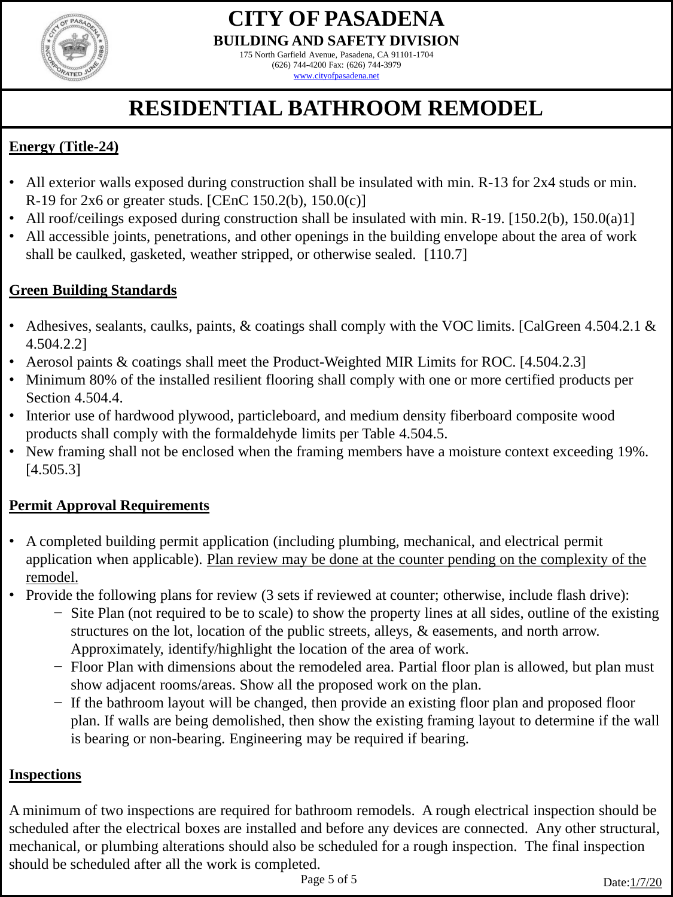# CITY OF PASADENA

**BUILDING AND SAFETY DIVISION**

175 North Garfield Avenue, Pasadena, CA 91101-1704
(626) 744-4200 Fax: (626) 744-3979
www.cityofpasadena.net

# RESIDENTIAL BATHROOM REMODEL

## Energy (Title-24)

- All exterior walls exposed during construction shall be insulated with min. R-13 for 2x4 studs or min. R-19 for 2x6 or greater studs. [CEnC 150.2(b), 150.0(c)]
- All roof/ceilings exposed during construction shall be insulated with min. R-19. [150.2(b), 150.0(a)1]
- All accessible joints, penetrations, and other openings in the building envelope about the area of work shall be caulked, gasketed, weather stripped, or otherwise sealed. [110.7]

## Green Building Standards

- Adhesives, sealants, caulks, paints, & coatings shall comply with the VOC limits. [CalGreen 4.504.2.1 & 4.504.2.2]
- Aerosol paints & coatings shall meet the Product-Weighted MIR Limits for ROC. [4.504.2.3]
- Minimum 80% of the installed resilient flooring shall comply with one or more certified products per Section 4.504.4.
- Interior use of hardwood plywood, particleboard, and medium density fiberboard composite wood products shall comply with the formaldehyde limits per Table 4.504.5.
- New framing shall not be enclosed when the framing members have a moisture context exceeding 19%. [4.505.3]

## Permit Approval Requirements

- A completed building permit application (including plumbing, mechanical, and electrical permit application when applicable). Plan review may be done at the counter pending on the complexity of the remodel.
- Provide the following plans for review (3 sets if reviewed at counter; otherwise, include flash drive):
  - Site Plan (not required to be to scale) to show the property lines at all sides, outline of the existing structures on the lot, location of the public streets, alleys, & easements, and north arrow. Approximately, identify/highlight the location of the area of work.
  - Floor Plan with dimensions about the remodeled area. Partial floor plan is allowed, but plan must show adjacent rooms/areas. Show all the proposed work on the plan.
  - If the bathroom layout will be changed, then provide an existing floor plan and proposed floor plan. If walls are being demolished, then show the existing framing layout to determine if the wall is bearing or non-bearing. Engineering may be required if bearing.

## Inspections

A minimum of two inspections are required for bathroom remodels. A rough electrical inspection should be scheduled after the electrical boxes are installed and before any devices are connected. Any other structural, mechanical, or plumbing alterations should also be scheduled for a rough inspection. The final inspection should be scheduled after all the work is completed.

Date: 1/7/20